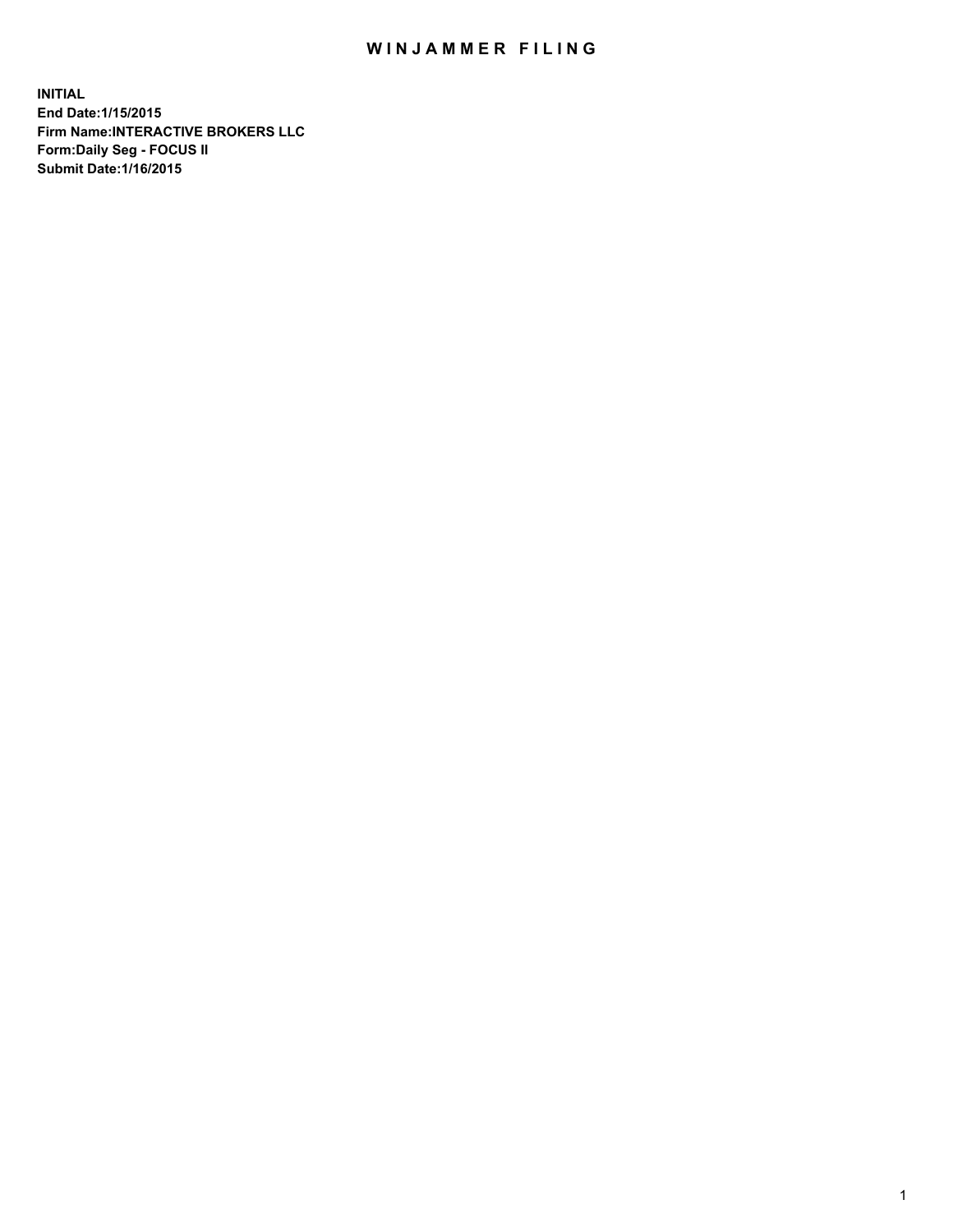# WINJAMMER FILING

**INITIAL**
**End Date:1/15/2015**
**Firm Name:INTERACTIVE BROKERS LLC**
**Form:Daily Seg - FOCUS II**
**Submit Date:1/16/2015**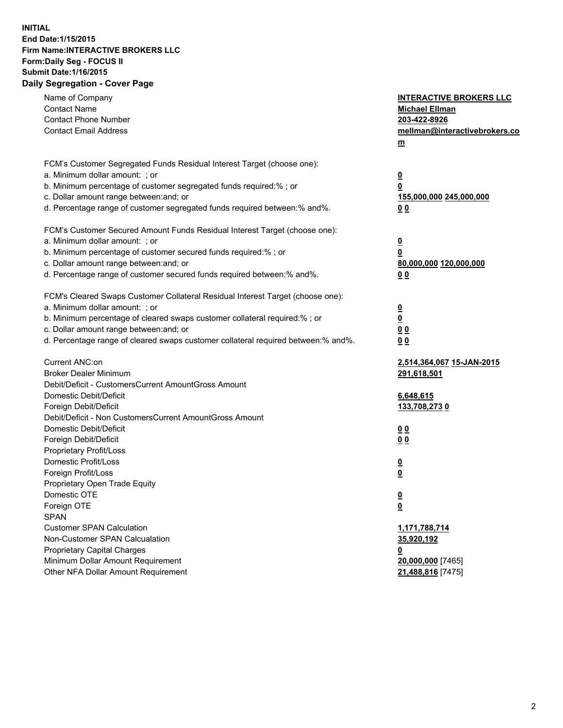**INITIAL**
**End Date:1/15/2015**
**Firm Name:INTERACTIVE BROKERS LLC**
**Form:Daily Seg - FOCUS II**
**Submit Date:1/16/2015**
**Daily Segregation - Cover Page**

| | |
|---|---|
| Name of Company | **INTERACTIVE BROKERS LLC** |
| Contact Name | **Michael Ellman** |
| Contact Phone Number | **203-422-8926** |
| Contact Email Address | **mellman@interactivebrokers.com** |
| | |
| FCM's Customer Segregated Funds Residual Interest Target (choose one): | |
| a. Minimum dollar amount: ; or | **0** |
| b. Minimum percentage of customer segregated funds required:% ; or | **0** |
| c. Dollar amount range between:and; or | **155,000,000 245,000,000** |
| d. Percentage range of customer segregated funds required between:% and%. | **0 0** |
| | |
| FCM's Customer Secured Amount Funds Residual Interest Target (choose one): | |
| a. Minimum dollar amount: ; or | **0** |
| b. Minimum percentage of customer secured funds required:% ; or | **0** |
| c. Dollar amount range between:and; or | **80,000,000 120,000,000** |
| d. Percentage range of customer secured funds required between:% and%. | **0 0** |
| | |
| FCM's Cleared Swaps Customer Collateral Residual Interest Target (choose one): | |
| a. Minimum dollar amount: ; or | **0** |
| b. Minimum percentage of cleared swaps customer collateral required:% ; or | **0** |
| c. Dollar amount range between:and; or | **0 0** |
| d. Percentage range of cleared swaps customer collateral required between:% and%. | **0 0** |
| | |
| Current ANC:on | **2,514,364,067 15-JAN-2015** |
| Broker Dealer Minimum | **291,618,501** |
| Debit/Deficit - CustomersCurrent AmountGross Amount | |
| Domestic Debit/Deficit | **6,648,615** |
| Foreign Debit/Deficit | **133,708,273 0** |
| Debit/Deficit - Non CustomersCurrent AmountGross Amount | |
| Domestic Debit/Deficit | **0 0** |
| Foreign Debit/Deficit | **0 0** |
| Proprietary Profit/Loss | |
| Domestic Profit/Loss | **0** |
| Foreign Profit/Loss | **0** |
| Proprietary Open Trade Equity | |
| Domestic OTE | **0** |
| Foreign OTE | **0** |
| SPAN | |
| Customer SPAN Calculation | **1,171,788,714** |
| Non-Customer SPAN Calcualation | **35,920,192** |
| Proprietary Capital Charges | **0** |
| Minimum Dollar Amount Requirement | **20,000,000** [7465] |
| Other NFA Dollar Amount Requirement | **21,488,816** [7475] |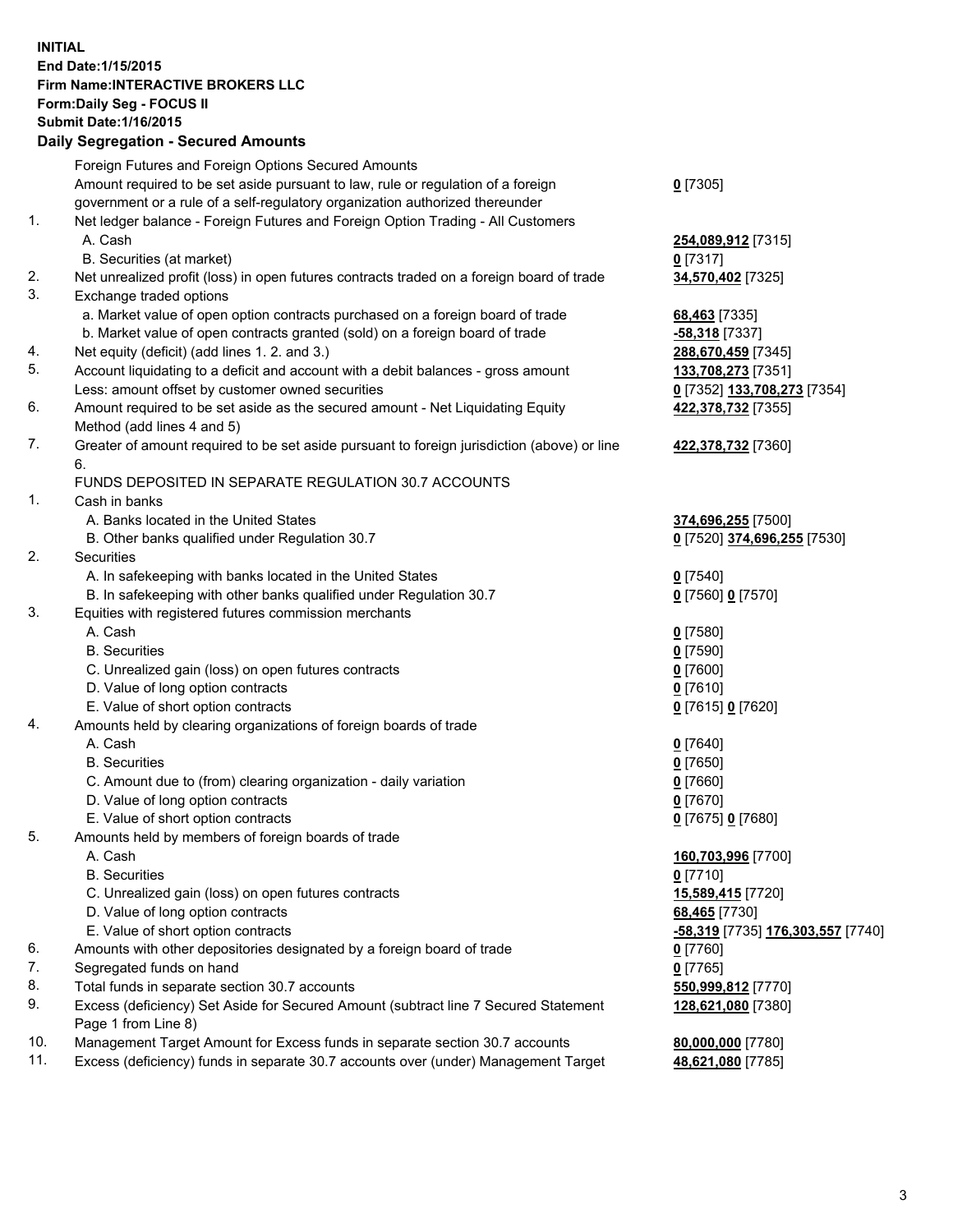**INITIAL**
**End Date:1/15/2015**
**Firm Name:INTERACTIVE BROKERS LLC**
**Form:Daily Seg - FOCUS II**
**Submit Date:1/16/2015**

## Daily Segregation - Secured Amounts

| | | |
|---|---|---|
| | Foreign Futures and Foreign Options Secured Amounts | |
| | Amount required to be set aside pursuant to law, rule or regulation of a foreign government or a rule of a self-regulatory organization authorized thereunder | **0** [7305] |
| 1. | Net ledger balance - Foreign Futures and Foreign Option Trading - All Customers | |
| | A. Cash | **254,089,912** [7315] |
| | B. Securities (at market) | **0** [7317] |
| 2. | Net unrealized profit (loss) in open futures contracts traded on a foreign board of trade | **34,570,402** [7325] |
| 3. | Exchange traded options | |
| | a. Market value of open option contracts purchased on a foreign board of trade | **68,463** [7335] |
| | b. Market value of open contracts granted (sold) on a foreign board of trade | **-58,318** [7337] |
| 4. | Net equity (deficit) (add lines 1. 2. and 3.) | **288,670,459** [7345] |
| 5. | Account liquidating to a deficit and account with a debit balances - gross amount | **133,708,273** [7351] |
| | Less: amount offset by customer owned securities | **0** [7352] **133,708,273** [7354] |
| 6. | Amount required to be set aside as the secured amount - Net Liquidating Equity Method (add lines 4 and 5) | **422,378,732** [7355] |
| 7. | Greater of amount required to be set aside pursuant to foreign jurisdiction (above) or line 6. | **422,378,732** [7360] |
| | FUNDS DEPOSITED IN SEPARATE REGULATION 30.7 ACCOUNTS | |
| 1. | Cash in banks | |
| | A. Banks located in the United States | **374,696,255** [7500] |
| | B. Other banks qualified under Regulation 30.7 | **0** [7520] **374,696,255** [7530] |
| 2. | Securities | |
| | A. In safekeeping with banks located in the United States | **0** [7540] |
| | B. In safekeeping with other banks qualified under Regulation 30.7 | **0** [7560] **0** [7570] |
| 3. | Equities with registered futures commission merchants | |
| | A. Cash | **0** [7580] |
| | B. Securities | **0** [7590] |
| | C. Unrealized gain (loss) on open futures contracts | **0** [7600] |
| | D. Value of long option contracts | **0** [7610] |
| | E. Value of short option contracts | **0** [7615] **0** [7620] |
| 4. | Amounts held by clearing organizations of foreign boards of trade | |
| | A. Cash | **0** [7640] |
| | B. Securities | **0** [7650] |
| | C. Amount due to (from) clearing organization - daily variation | **0** [7660] |
| | D. Value of long option contracts | **0** [7670] |
| | E. Value of short option contracts | **0** [7675] **0** [7680] |
| 5. | Amounts held by members of foreign boards of trade | |
| | A. Cash | **160,703,996** [7700] |
| | B. Securities | **0** [7710] |
| | C. Unrealized gain (loss) on open futures contracts | **15,589,415** [7720] |
| | D. Value of long option contracts | **68,465** [7730] |
| | E. Value of short option contracts | **-58,319** [7735] **176,303,557** [7740] |
| 6. | Amounts with other depositories designated by a foreign board of trade | **0** [7760] |
| 7. | Segregated funds on hand | **0** [7765] |
| 8. | Total funds in separate section 30.7 accounts | **550,999,812** [7770] |
| 9. | Excess (deficiency) Set Aside for Secured Amount (subtract line 7 Secured Statement Page 1 from Line 8) | **128,621,080** [7380] |
| 10. | Management Target Amount for Excess funds in separate section 30.7 accounts | **80,000,000** [7780] |
| 11. | Excess (deficiency) funds in separate 30.7 accounts over (under) Management Target | **48,621,080** [7785] |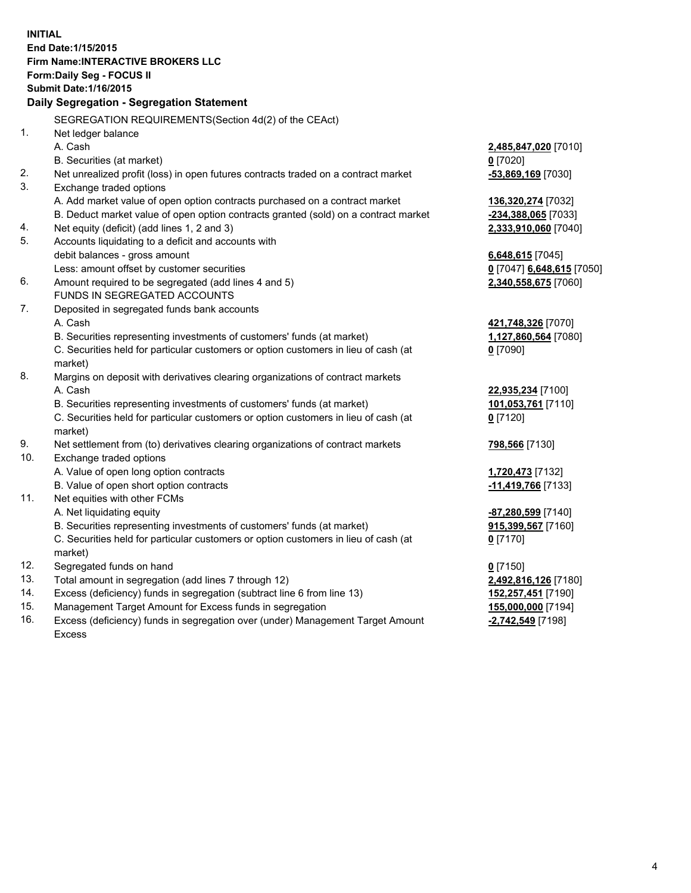**INITIAL**
**End Date:1/15/2015**
**Firm Name:INTERACTIVE BROKERS LLC**
**Form:Daily Seg - FOCUS II**
**Submit Date:1/16/2015**
**Daily Segregation - Segregation Statement**

| | | |
|---|---|---|
| | SEGREGATION REQUIREMENTS(Section 4d(2) of the CEAct) | |
| 1. | Net ledger balance | |
| | A. Cash | **2,485,847,020** [7010] |
| | B. Securities (at market) | **0** [7020] |
| 2. | Net unrealized profit (loss) in open futures contracts traded on a contract market | **-53,869,169** [7030] |
| 3. | Exchange traded options | |
| | A. Add market value of open option contracts purchased on a contract market | **136,320,274** [7032] |
| | B. Deduct market value of open option contracts granted (sold) on a contract market | **-234,388,065** [7033] |
| 4. | Net equity (deficit) (add lines 1, 2 and 3) | **2,333,910,060** [7040] |
| 5. | Accounts liquidating to a deficit and accounts with debit balances - gross amount | **6,648,615** [7045] |
| | Less: amount offset by customer securities | **0** [7047] **6,648,615** [7050] |
| 6. | Amount required to be segregated (add lines 4 and 5) | **2,340,558,675** [7060] |
| | FUNDS IN SEGREGATED ACCOUNTS | |
| 7. | Deposited in segregated funds bank accounts | |
| | A. Cash | **421,748,326** [7070] |
| | B. Securities representing investments of customers' funds (at market) | **1,127,860,564** [7080] |
| | C. Securities held for particular customers or option customers in lieu of cash (at market) | **0** [7090] |
| 8. | Margins on deposit with derivatives clearing organizations of contract markets | |
| | A. Cash | **22,935,234** [7100] |
| | B. Securities representing investments of customers' funds (at market) | **101,053,761** [7110] |
| | C. Securities held for particular customers or option customers in lieu of cash (at market) | **0** [7120] |
| 9. | Net settlement from (to) derivatives clearing organizations of contract markets | **798,566** [7130] |
| 10. | Exchange traded options | |
| | A. Value of open long option contracts | **1,720,473** [7132] |
| | B. Value of open short option contracts | **-11,419,766** [7133] |
| 11. | Net equities with other FCMs | |
| | A. Net liquidating equity | **-87,280,599** [7140] |
| | B. Securities representing investments of customers' funds (at market) | **915,399,567** [7160] |
| | C. Securities held for particular customers or option customers in lieu of cash (at market) | **0** [7170] |
| 12. | Segregated funds on hand | **0** [7150] |
| 13. | Total amount in segregation (add lines 7 through 12) | **2,492,816,126** [7180] |
| 14. | Excess (deficiency) funds in segregation (subtract line 6 from line 13) | **152,257,451** [7190] |
| 15. | Management Target Amount for Excess funds in segregation | **155,000,000** [7194] |
| 16. | Excess (deficiency) funds in segregation over (under) Management Target Amount Excess | **-2,742,549** [7198] |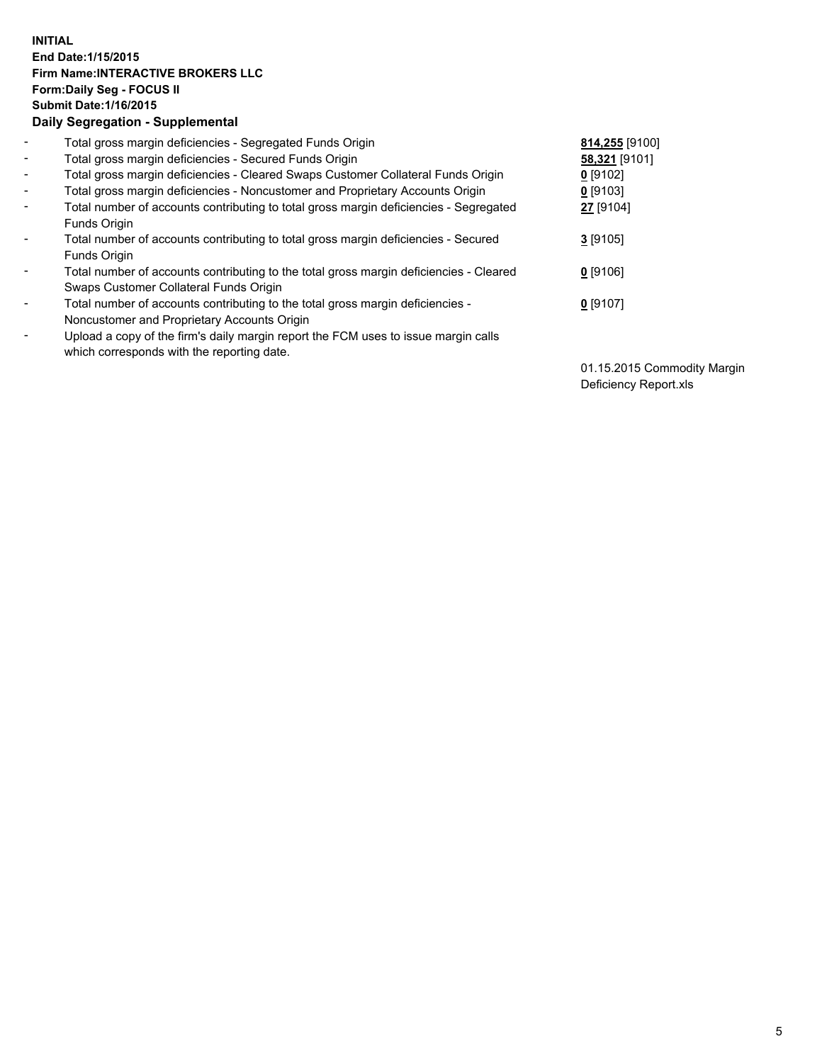**INITIAL**
**End Date:1/15/2015**
**Firm Name:INTERACTIVE BROKERS LLC**
**Form:Daily Seg - FOCUS II**
**Submit Date:1/16/2015**
**Daily Segregation - Supplemental**

| | | |
|---|---|---|
| - | Total gross margin deficiencies - Segregated Funds Origin | **814,255** [9100] |
| - | Total gross margin deficiencies - Secured Funds Origin | **58,321** [9101] |
| - | Total gross margin deficiencies - Cleared Swaps Customer Collateral Funds Origin | **0** [9102] |
| - | Total gross margin deficiencies - Noncustomer and Proprietary Accounts Origin | **0** [9103] |
| - | Total number of accounts contributing to total gross margin deficiencies - Segregated Funds Origin | **27** [9104] |
| - | Total number of accounts contributing to total gross margin deficiencies - Secured Funds Origin | **3** [9105] |
| - | Total number of accounts contributing to the total gross margin deficiencies - Cleared Swaps Customer Collateral Funds Origin | **0** [9106] |
| - | Total number of accounts contributing to the total gross margin deficiencies - Noncustomer and Proprietary Accounts Origin | **0** [9107] |
| - | Upload a copy of the firm's daily margin report the FCM uses to issue margin calls which corresponds with the reporting date. | 01.15.2015 Commodity Margin Deficiency Report.xls |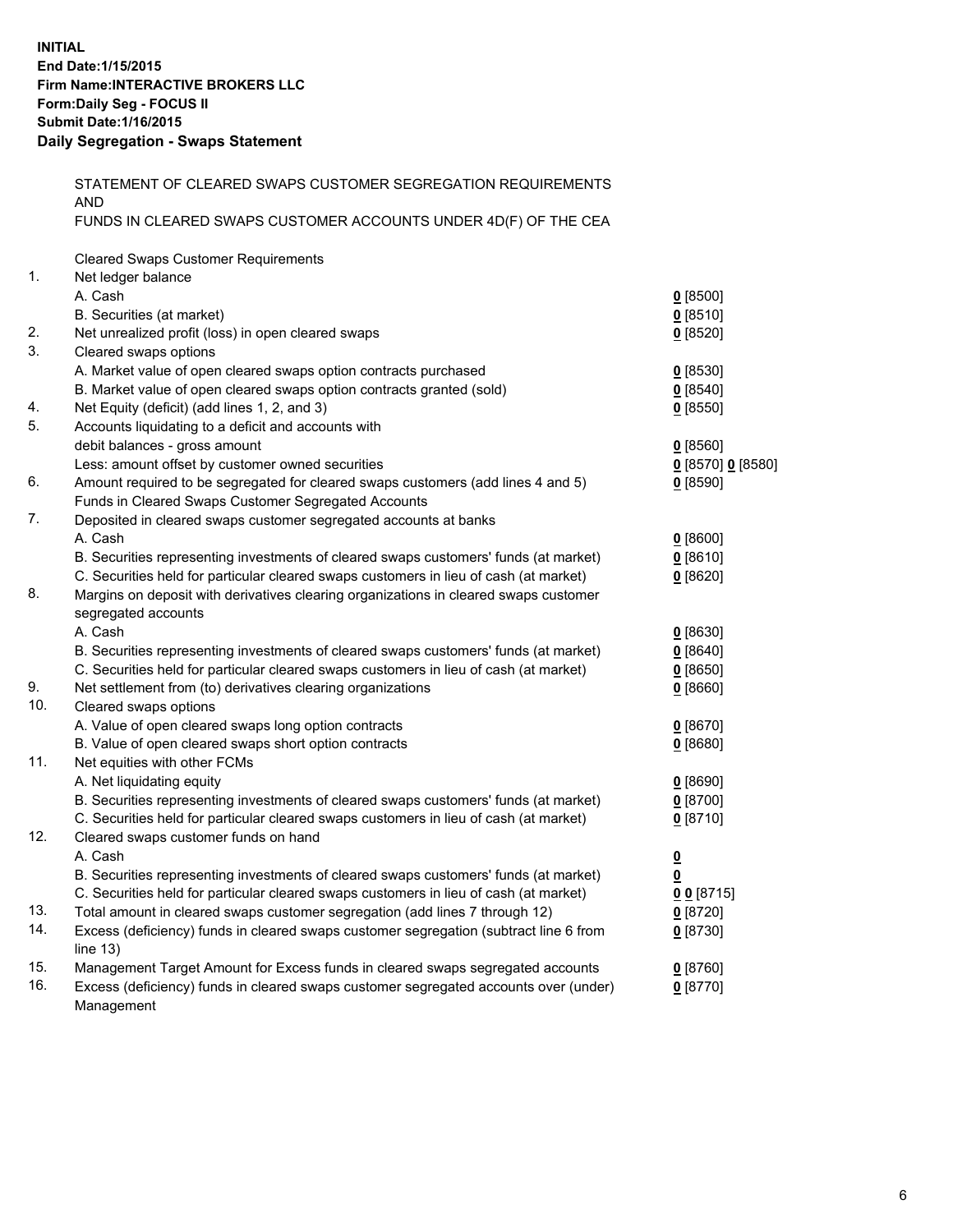**INITIAL**
**End Date:1/15/2015**
**Firm Name:INTERACTIVE BROKERS LLC**
**Form:Daily Seg - FOCUS II**
**Submit Date:1/16/2015**
**Daily Segregation - Swaps Statement**

STATEMENT OF CLEARED SWAPS CUSTOMER SEGREGATION REQUIREMENTS
AND
FUNDS IN CLEARED SWAPS CUSTOMER ACCOUNTS UNDER 4D(F) OF THE CEA

| | | |
|---|---|---|
| | Cleared Swaps Customer Requirements | |
| 1. | Net ledger balance | |
| | A. Cash | 0 [8500] |
| | B. Securities (at market) | 0 [8510] |
| 2. | Net unrealized profit (loss) in open cleared swaps | 0 [8520] |
| 3. | Cleared swaps options | |
| | A. Market value of open cleared swaps option contracts purchased | 0 [8530] |
| | B. Market value of open cleared swaps option contracts granted (sold) | 0 [8540] |
| 4. | Net Equity (deficit) (add lines 1, 2, and 3) | 0 [8550] |
| 5. | Accounts liquidating to a deficit and accounts with | |
| | debit balances - gross amount | 0 [8560] |
| | Less: amount offset by customer owned securities | 0 [8570] 0 [8580] |
| 6. | Amount required to be segregated for cleared swaps customers (add lines 4 and 5) | 0 [8590] |
| | Funds in Cleared Swaps Customer Segregated Accounts | |
| 7. | Deposited in cleared swaps customer segregated accounts at banks | |
| | A. Cash | 0 [8600] |
| | B. Securities representing investments of cleared swaps customers' funds (at market) | 0 [8610] |
| | C. Securities held for particular cleared swaps customers in lieu of cash (at market) | 0 [8620] |
| 8. | Margins on deposit with derivatives clearing organizations in cleared swaps customer segregated accounts | |
| | A. Cash | 0 [8630] |
| | B. Securities representing investments of cleared swaps customers' funds (at market) | 0 [8640] |
| | C. Securities held for particular cleared swaps customers in lieu of cash (at market) | 0 [8650] |
| 9. | Net settlement from (to) derivatives clearing organizations | 0 [8660] |
| 10. | Cleared swaps options | |
| | A. Value of open cleared swaps long option contracts | 0 [8670] |
| | B. Value of open cleared swaps short option contracts | 0 [8680] |
| 11. | Net equities with other FCMs | |
| | A. Net liquidating equity | 0 [8690] |
| | B. Securities representing investments of cleared swaps customers' funds (at market) | 0 [8700] |
| | C. Securities held for particular cleared swaps customers in lieu of cash (at market) | 0 [8710] |
| 12. | Cleared swaps customer funds on hand | |
| | A. Cash | 0 |
| | B. Securities representing investments of cleared swaps customers' funds (at market) | 0 |
| | C. Securities held for particular cleared swaps customers in lieu of cash (at market) | 0 0 [8715] |
| 13. | Total amount in cleared swaps customer segregation (add lines 7 through 12) | 0 [8720] |
| 14. | Excess (deficiency) funds in cleared swaps customer segregation (subtract line 6 from line 13) | 0 [8730] |
| 15. | Management Target Amount for Excess funds in cleared swaps segregated accounts | 0 [8760] |
| 16. | Excess (deficiency) funds in cleared swaps customer segregated accounts over (under) Management | 0 [8770] |